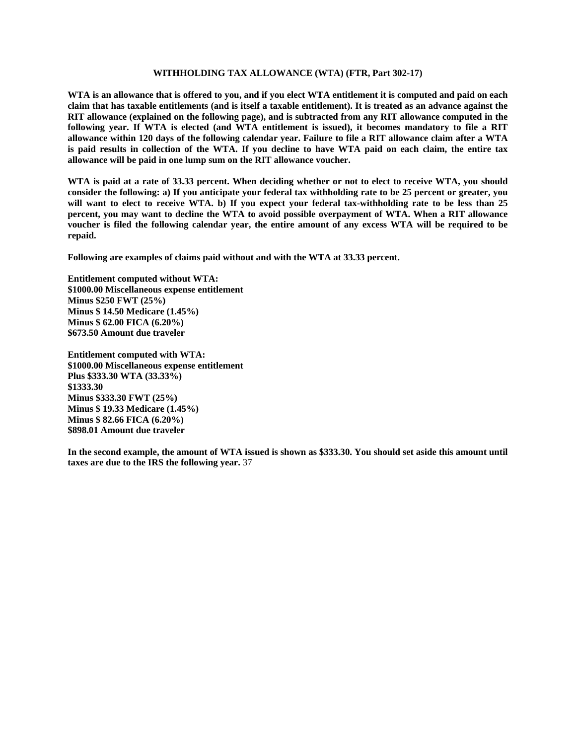## WITHHOLDING TAX ALLOWANCE (WTA) (FTR, Part 302-17)

**WTA is an allowance that is offered to you, and if you elect WTA entitlement it is computed and paid on each claim that has taxable entitlements (and is itself a taxable entitlement). It is treated as an advance against the RIT allowance (explained on the following page), and is subtracted from any RIT allowance computed in the following year. If WTA is elected (and WTA entitlement is issued), it becomes mandatory to file a RIT allowance within 120 days of the following calendar year. Failure to file a RIT allowance claim after a WTA is paid results in collection of the WTA. If you decline to have WTA paid on each claim, the entire tax allowance will be paid in one lump sum on the RIT allowance voucher.**

**WTA is paid at a rate of 33.33 percent. When deciding whether or not to elect to receive WTA, you should consider the following: a) If you anticipate your federal tax withholding rate to be 25 percent or greater, you will want to elect to receive WTA. b) If you expect your federal tax-withholding rate to be less than 25 percent, you may want to decline the WTA to avoid possible overpayment of WTA. When a RIT allowance voucher is filed the following calendar year, the entire amount of any excess WTA will be required to be repaid.**

**Following are examples of claims paid without and with the WTA at 33.33 percent.**

**Entitlement computed without WTA:**
**$1000.00 Miscellaneous expense entitlement**
**Minus $250 FWT (25%)**
**Minus $ 14.50 Medicare (1.45%)**
**Minus $ 62.00 FICA (6.20%)**
**$673.50 Amount due traveler**

**Entitlement computed with WTA:**
**$1000.00 Miscellaneous expense entitlement**
**Plus $333.30 WTA (33.33%)**
**$1333.30**
**Minus $333.30 FWT (25%)**
**Minus $ 19.33 Medicare (1.45%)**
**Minus $ 82.66 FICA (6.20%)**
**$898.01 Amount due traveler**

**In the second example, the amount of WTA issued is shown as $333.30. You should set aside this amount until taxes are due to the IRS the following year.** 37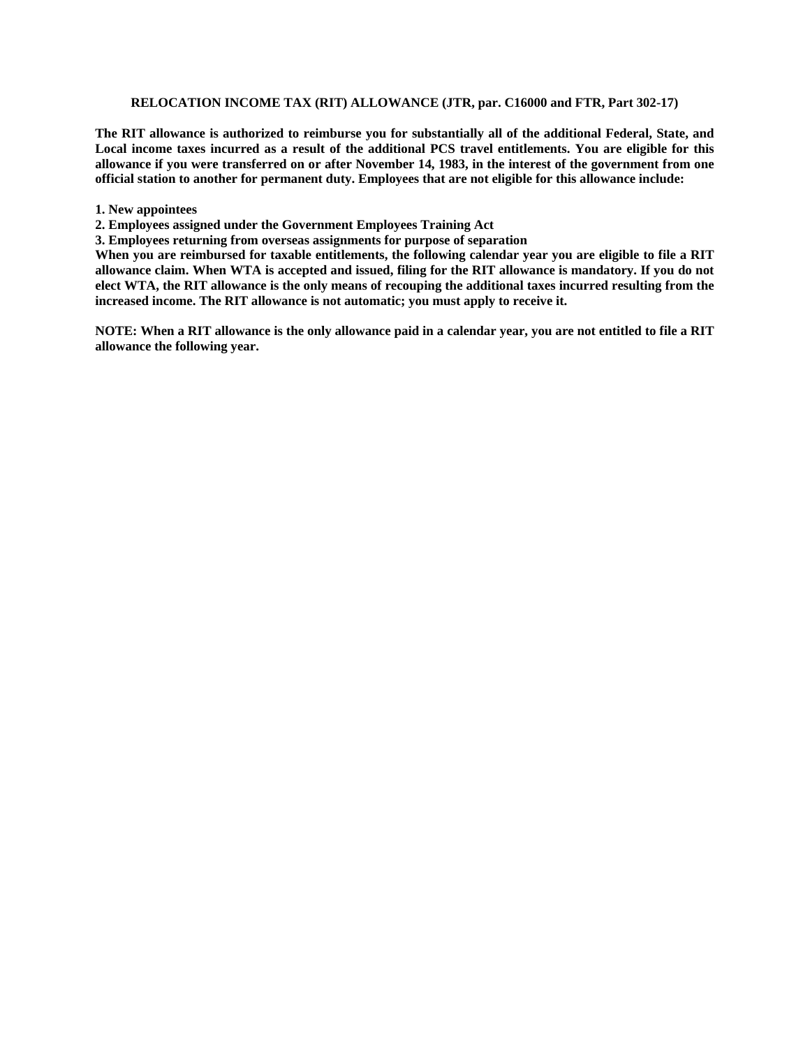**RELOCATION INCOME TAX (RIT) ALLOWANCE (JTR, par. C16000 and FTR, Part 302-17)**

**The RIT allowance is authorized to reimburse you for substantially all of the additional Federal, State, and Local income taxes incurred as a result of the additional PCS travel entitlements. You are eligible for this allowance if you were transferred on or after November 14, 1983, in the interest of the government from one official station to another for permanent duty. Employees that are not eligible for this allowance include:**

**1. New appointees**
**2. Employees assigned under the Government Employees Training Act**
**3. Employees returning from overseas assignments for purpose of separation**

**When you are reimbursed for taxable entitlements, the following calendar year you are eligible to file a RIT allowance claim. When WTA is accepted and issued, filing for the RIT allowance is mandatory. If you do not elect WTA, the RIT allowance is the only means of recouping the additional taxes incurred resulting from the increased income. The RIT allowance is not automatic; you must apply to receive it.**

**NOTE: When a RIT allowance is the only allowance paid in a calendar year, you are not entitled to file a RIT allowance the following year.**